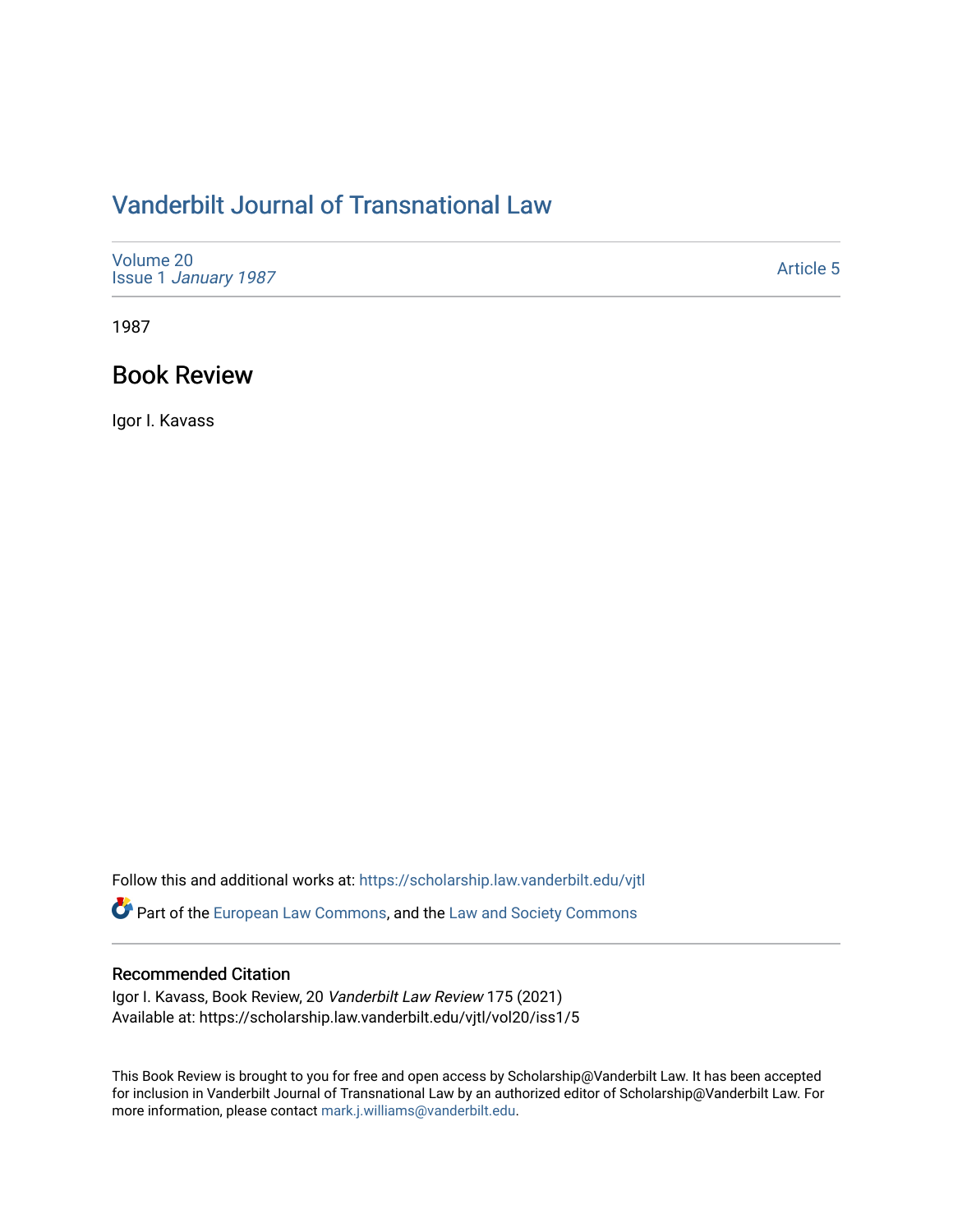# Vanderbilt Journal of Transnational Law

Volume 20
Issue 1 *January 1987*

Article 5

1987

## Book Review

Igor I. Kavass

Follow this and additional works at: https://scholarship.law.vanderbilt.edu/vjtl

Part of the European Law Commons, and the Law and Society Commons

### Recommended Citation

Igor I. Kavass, Book Review, 20 *Vanderbilt Law Review* 175 (2021)
Available at: https://scholarship.law.vanderbilt.edu/vjtl/vol20/iss1/5

This Book Review is brought to you for free and open access by Scholarship@Vanderbilt Law. It has been accepted for inclusion in Vanderbilt Journal of Transnational Law by an authorized editor of Scholarship@Vanderbilt Law. For more information, please contact mark.j.williams@vanderbilt.edu.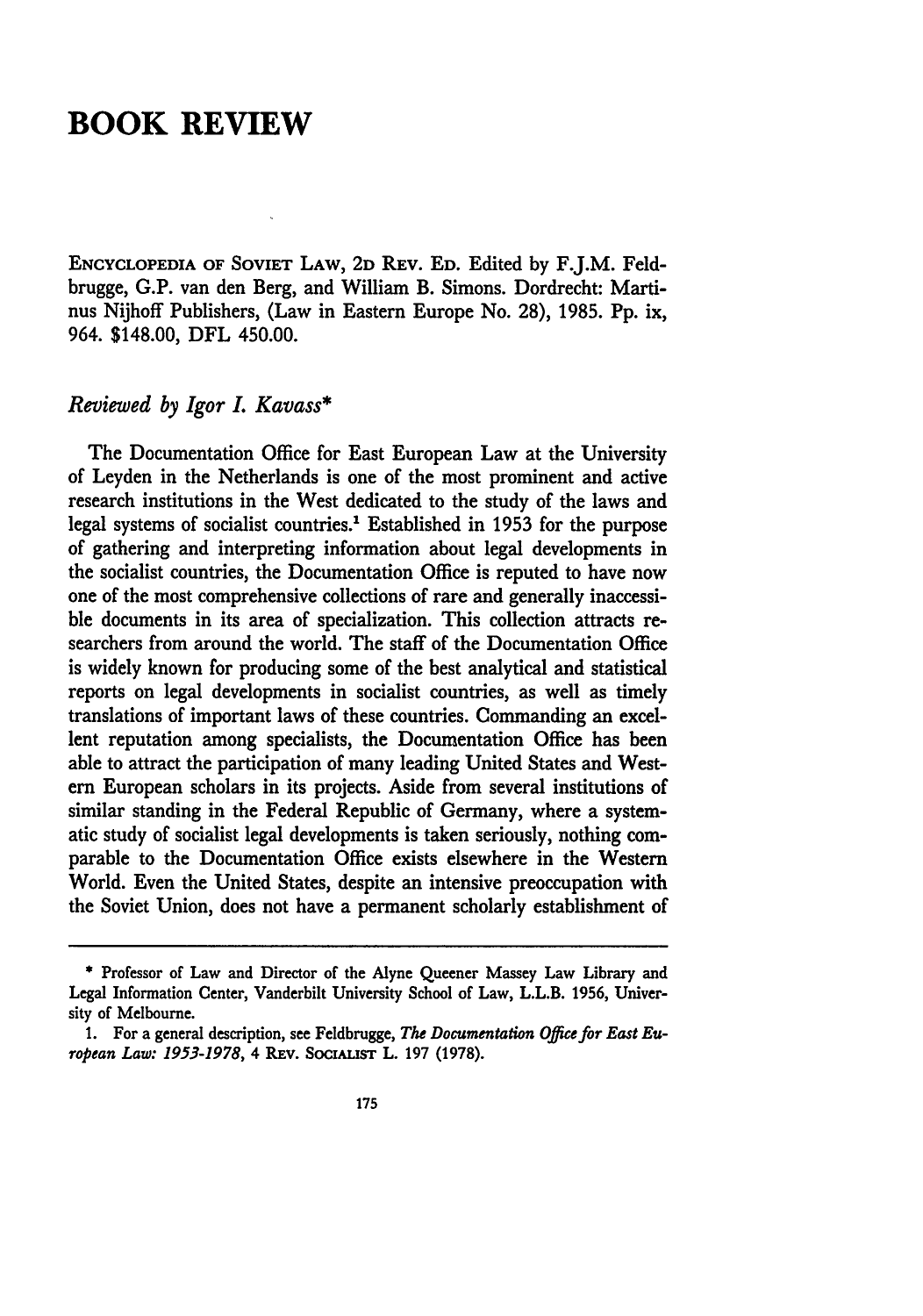# BOOK REVIEW

ENCYCLOPEDIA OF SOVIET LAW, 2D REV. ED. Edited by F.J.M. Feldbrugge, G.P. van den Berg, and William B. Simons. Dordrecht: Martinus Nijhoff Publishers, (Law in Eastern Europe No. 28), 1985. Pp. ix, 964. $148.00, DFL 450.00.

*Reviewed by Igor I. Kavass\**

The Documentation Office for East European Law at the University of Leyden in the Netherlands is one of the most prominent and active research institutions in the West dedicated to the study of the laws and legal systems of socialist countries.[1] Established in 1953 for the purpose of gathering and interpreting information about legal developments in the socialist countries, the Documentation Office is reputed to have now one of the most comprehensive collections of rare and generally inaccessible documents in its area of specialization. This collection attracts researchers from around the world. The staff of the Documentation Office is widely known for producing some of the best analytical and statistical reports on legal developments in socialist countries, as well as timely translations of important laws of these countries. Commanding an excellent reputation among specialists, the Documentation Office has been able to attract the participation of many leading United States and Western European scholars in its projects. Aside from several institutions of similar standing in the Federal Republic of Germany, where a systematic study of socialist legal developments is taken seriously, nothing comparable to the Documentation Office exists elsewhere in the Western World. Even the United States, despite an intensive preoccupation with the Soviet Union, does not have a permanent scholarly establishment of

---

\* Professor of Law and Director of the Alyne Queener Massey Law Library and Legal Information Center, Vanderbilt University School of Law, L.L.B. 1956, University of Melbourne.

1. For a general description, see Feldbrugge, *The Documentation Office for East European Law: 1953-1978*, 4 REV. SOCIALIST L. 197 (1978).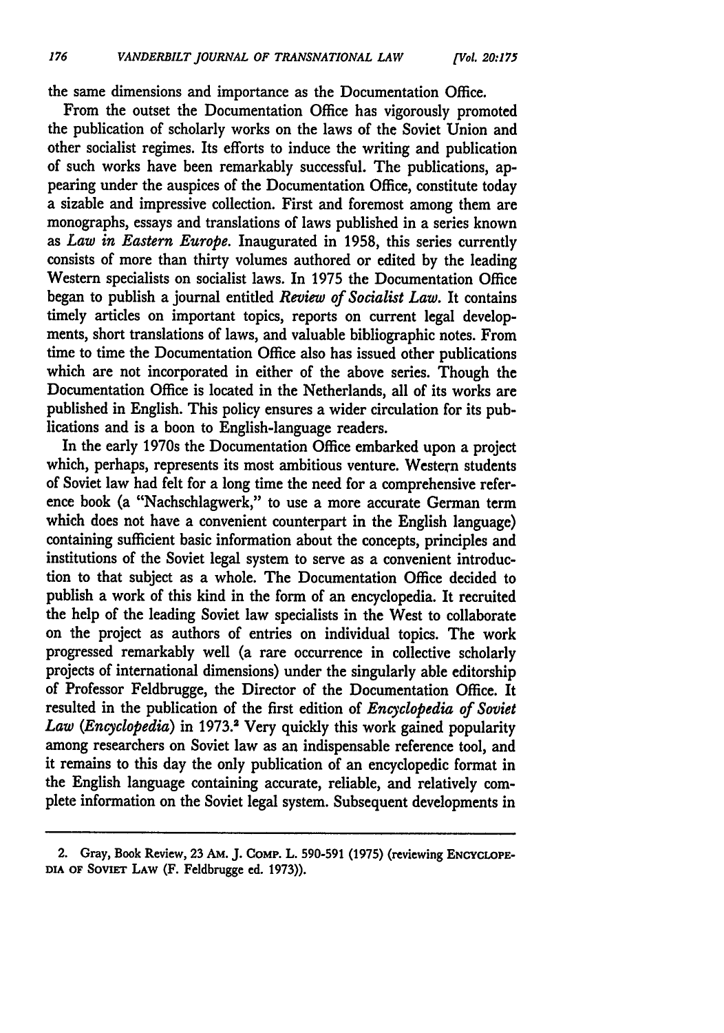the same dimensions and importance as the Documentation Office.

From the outset the Documentation Office has vigorously promoted the publication of scholarly works on the laws of the Soviet Union and other socialist regimes. Its efforts to induce the writing and publication of such works have been remarkably successful. The publications, appearing under the auspices of the Documentation Office, constitute today a sizable and impressive collection. First and foremost among them are monographs, essays and translations of laws published in a series known as *Law in Eastern Europe*. Inaugurated in 1958, this series currently consists of more than thirty volumes authored or edited by the leading Western specialists on socialist laws. In 1975 the Documentation Office began to publish a journal entitled *Review of Socialist Law*. It contains timely articles on important topics, reports on current legal developments, short translations of laws, and valuable bibliographic notes. From time to time the Documentation Office also has issued other publications which are not incorporated in either of the above series. Though the Documentation Office is located in the Netherlands, all of its works are published in English. This policy ensures a wider circulation for its publications and is a boon to English-language readers.

In the early 1970s the Documentation Office embarked upon a project which, perhaps, represents its most ambitious venture. Western students of Soviet law had felt for a long time the need for a comprehensive reference book (a "Nachschlagwerk," to use a more accurate German term which does not have a convenient counterpart in the English language) containing sufficient basic information about the concepts, principles and institutions of the Soviet legal system to serve as a convenient introduction to that subject as a whole. The Documentation Office decided to publish a work of this kind in the form of an encyclopedia. It recruited the help of the leading Soviet law specialists in the West to collaborate on the project as authors of entries on individual topics. The work progressed remarkably well (a rare occurrence in collective scholarly projects of international dimensions) under the singularly able editorship of Professor Feldbrugge, the Director of the Documentation Office. It resulted in the publication of the first edition of *Encyclopedia of Soviet Law* (*Encyclopedia*) in 1973.[2] Very quickly this work gained popularity among researchers on Soviet law as an indispensable reference tool, and it remains to this day the only publication of an encyclopedic format in the English language containing accurate, reliable, and relatively complete information on the Soviet legal system. Subsequent developments in

2. Gray, Book Review, 23 AM. J. COMP. L. 590-591 (1975) (reviewing ENCYCLOPEDIA OF SOVIET LAW (F. Feldbrugge ed. 1973)).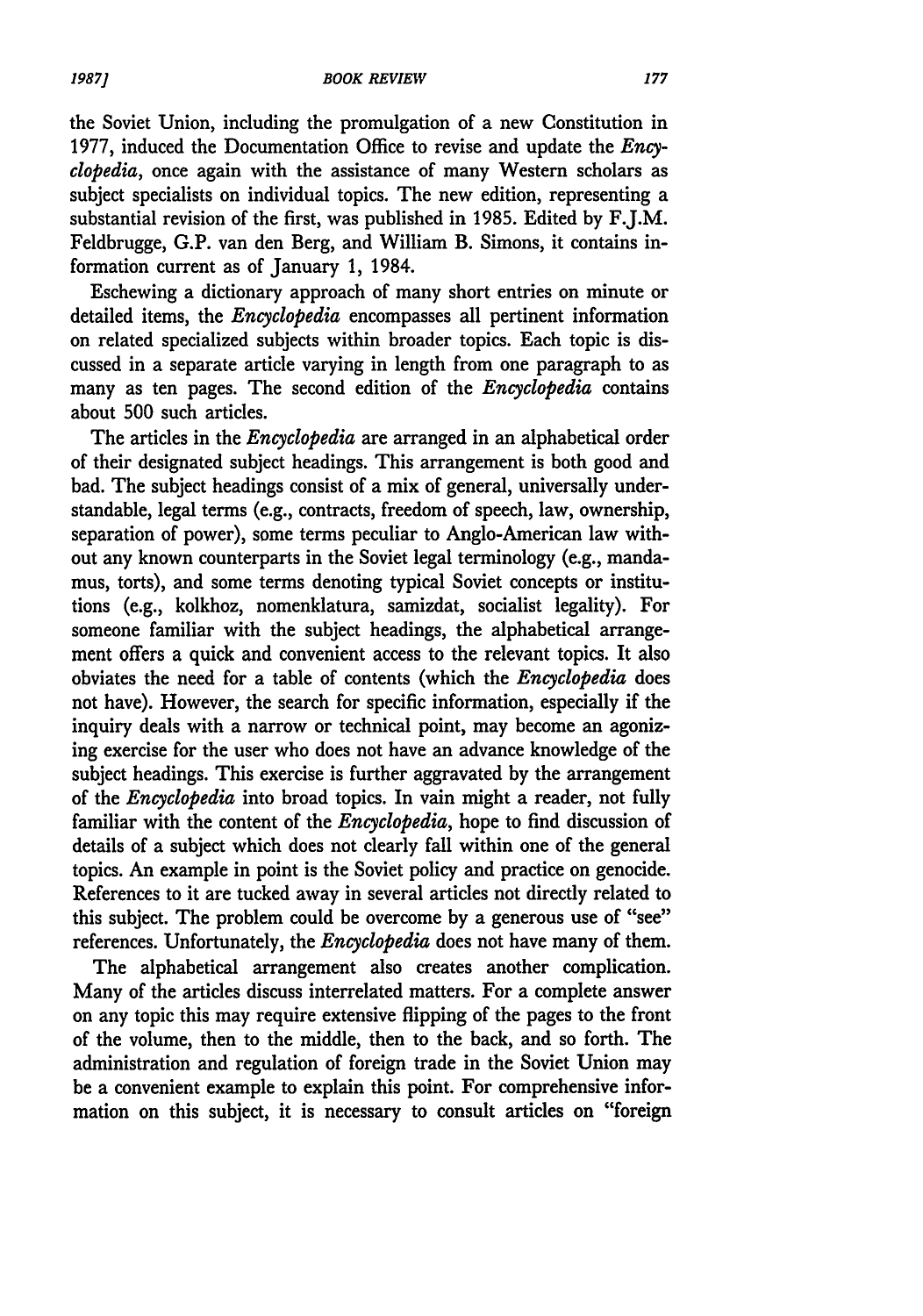the Soviet Union, including the promulgation of a new Constitution in 1977, induced the Documentation Office to revise and update the *Encyclopedia*, once again with the assistance of many Western scholars as subject specialists on individual topics. The new edition, representing a substantial revision of the first, was published in 1985. Edited by F.J.M. Feldbrugge, G.P. van den Berg, and William B. Simons, it contains information current as of January 1, 1984.

Eschewing a dictionary approach of many short entries on minute or detailed items, the *Encyclopedia* encompasses all pertinent information on related specialized subjects within broader topics. Each topic is discussed in a separate article varying in length from one paragraph to as many as ten pages. The second edition of the *Encyclopedia* contains about 500 such articles.

The articles in the *Encyclopedia* are arranged in an alphabetical order of their designated subject headings. This arrangement is both good and bad. The subject headings consist of a mix of general, universally understandable, legal terms (e.g., contracts, freedom of speech, law, ownership, separation of power), some terms peculiar to Anglo-American law without any known counterparts in the Soviet legal terminology (e.g., mandamus, torts), and some terms denoting typical Soviet concepts or institutions (e.g., kolkhoz, nomenklatura, samizdat, socialist legality). For someone familiar with the subject headings, the alphabetical arrangement offers a quick and convenient access to the relevant topics. It also obviates the need for a table of contents (which the *Encyclopedia* does not have). However, the search for specific information, especially if the inquiry deals with a narrow or technical point, may become an agonizing exercise for the user who does not have an advance knowledge of the subject headings. This exercise is further aggravated by the arrangement of the *Encyclopedia* into broad topics. In vain might a reader, not fully familiar with the content of the *Encyclopedia*, hope to find discussion of details of a subject which does not clearly fall within one of the general topics. An example in point is the Soviet policy and practice on genocide. References to it are tucked away in several articles not directly related to this subject. The problem could be overcome by a generous use of "see" references. Unfortunately, the *Encyclopedia* does not have many of them.

The alphabetical arrangement also creates another complication. Many of the articles discuss interrelated matters. For a complete answer on any topic this may require extensive flipping of the pages to the front of the volume, then to the middle, then to the back, and so forth. The administration and regulation of foreign trade in the Soviet Union may be a convenient example to explain this point. For comprehensive information on this subject, it is necessary to consult articles on "foreign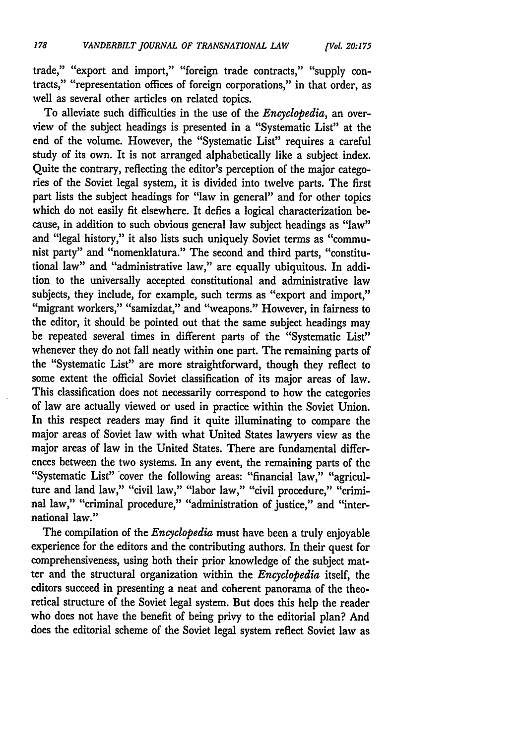trade," "export and import," "foreign trade contracts," "supply contracts," "representation offices of foreign corporations," in that order, as well as several other articles on related topics.

To alleviate such difficulties in the use of the *Encyclopedia*, an overview of the subject headings is presented in a "Systematic List" at the end of the volume. However, the "Systematic List" requires a careful study of its own. It is not arranged alphabetically like a subject index. Quite the contrary, reflecting the editor's perception of the major categories of the Soviet legal system, it is divided into twelve parts. The first part lists the subject headings for "law in general" and for other topics which do not easily fit elsewhere. It defies a logical characterization because, in addition to such obvious general law subject headings as "law" and "legal history," it also lists such uniquely Soviet terms as "communist party" and "nomenklatura." The second and third parts, "constitutional law" and "administrative law," are equally ubiquitous. In addition to the universally accepted constitutional and administrative law subjects, they include, for example, such terms as "export and import," "migrant workers," "samizdat," and "weapons." However, in fairness to the editor, it should be pointed out that the same subject headings may be repeated several times in different parts of the "Systematic List" whenever they do not fall neatly within one part. The remaining parts of the "Systematic List" are more straightforward, though they reflect to some extent the official Soviet classification of its major areas of law. This classification does not necessarily correspond to how the categories of law are actually viewed or used in practice within the Soviet Union. In this respect readers may find it quite illuminating to compare the major areas of Soviet law with what United States lawyers view as the major areas of law in the United States. There are fundamental differences between the two systems. In any event, the remaining parts of the "Systematic List" cover the following areas: "financial law," "agriculture and land law," "civil law," "labor law," "civil procedure," "criminal law," "criminal procedure," "administration of justice," and "international law."

The compilation of the *Encyclopedia* must have been a truly enjoyable experience for the editors and the contributing authors. In their quest for comprehensiveness, using both their prior knowledge of the subject matter and the structural organization within the *Encyclopedia* itself, the editors succeed in presenting a neat and coherent panorama of the theoretical structure of the Soviet legal system. But does this help the reader who does not have the benefit of being privy to the editorial plan? And does the editorial scheme of the Soviet legal system reflect Soviet law as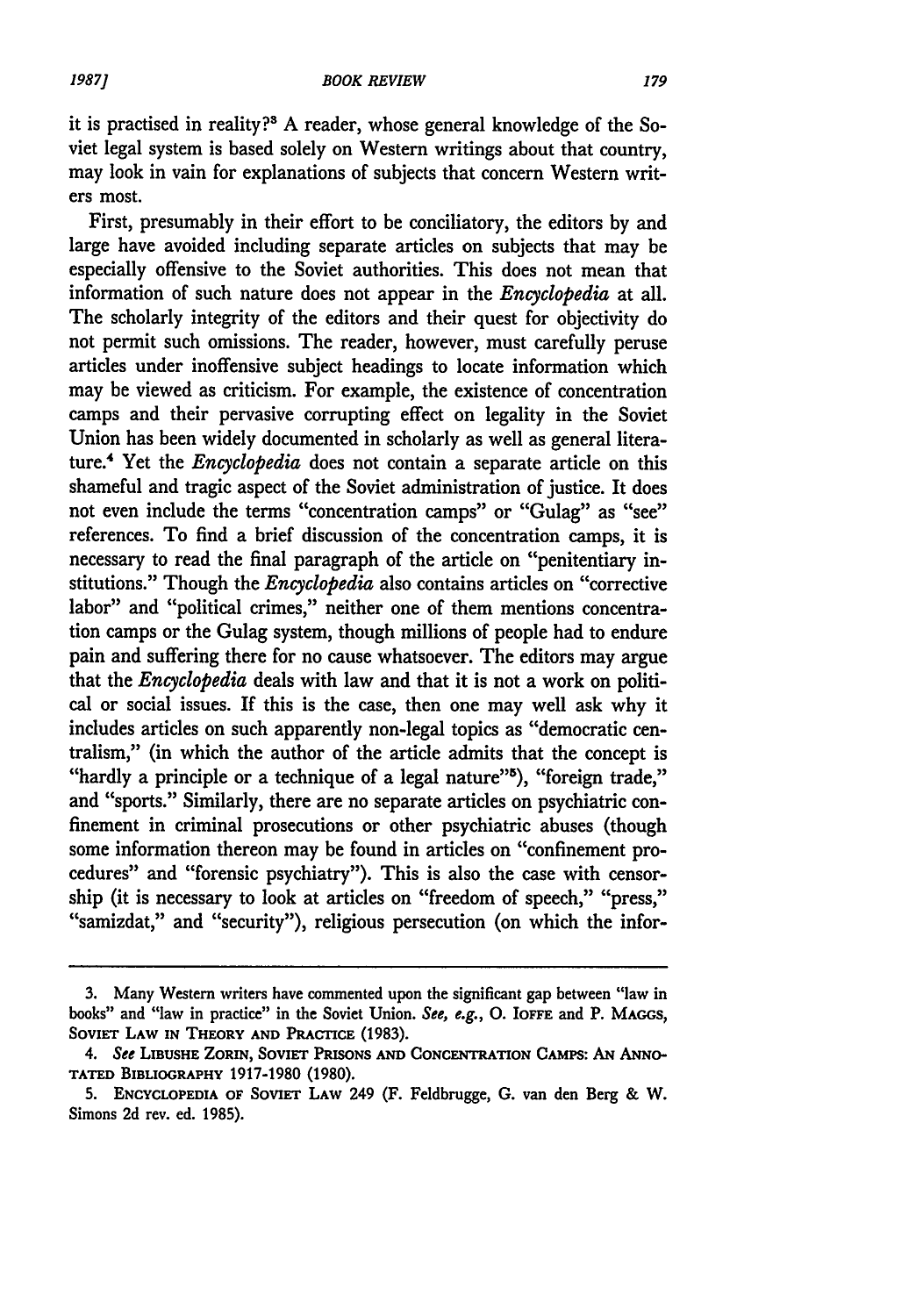it is practised in reality?[3] A reader, whose general knowledge of the Soviet legal system is based solely on Western writings about that country, may look in vain for explanations of subjects that concern Western writers most.

First, presumably in their effort to be conciliatory, the editors by and large have avoided including separate articles on subjects that may be especially offensive to the Soviet authorities. This does not mean that information of such nature does not appear in the *Encyclopedia* at all. The scholarly integrity of the editors and their quest for objectivity do not permit such omissions. The reader, however, must carefully peruse articles under inoffensive subject headings to locate information which may be viewed as criticism. For example, the existence of concentration camps and their pervasive corrupting effect on legality in the Soviet Union has been widely documented in scholarly as well as general literature.[4] Yet the *Encyclopedia* does not contain a separate article on this shameful and tragic aspect of the Soviet administration of justice. It does not even include the terms "concentration camps" or "Gulag" as "see" references. To find a brief discussion of the concentration camps, it is necessary to read the final paragraph of the article on "penitentiary institutions." Though the *Encyclopedia* also contains articles on "corrective labor" and "political crimes," neither one of them mentions concentration camps or the Gulag system, though millions of people had to endure pain and suffering there for no cause whatsoever. The editors may argue that the *Encyclopedia* deals with law and that it is not a work on political or social issues. If this is the case, then one may well ask why it includes articles on such apparently non-legal topics as "democratic centralism," (in which the author of the article admits that the concept is "hardly a principle or a technique of a legal nature"[5]), "foreign trade," and "sports." Similarly, there are no separate articles on psychiatric confinement in criminal prosecutions or other psychiatric abuses (though some information thereon may be found in articles on "confinement procedures" and "forensic psychiatry"). This is also the case with censorship (it is necessary to look at articles on "freedom of speech," "press," "samizdat," and "security"), religious persecution (on which the infor-

---

3. Many Western writers have commented upon the significant gap between "law in books" and "law in practice" in the Soviet Union. *See, e.g.*, O. IOFFE and P. MAGGS, SOVIET LAW IN THEORY AND PRACTICE (1983).

4. *See* LIBUSHE ZORIN, SOVIET PRISONS AND CONCENTRATION CAMPS: AN ANNOTATED BIBLIOGRAPHY 1917-1980 (1980).

5. ENCYCLOPEDIA OF SOVIET LAW 249 (F. Feldbrugge, G. van den Berg & W. Simons 2d rev. ed. 1985).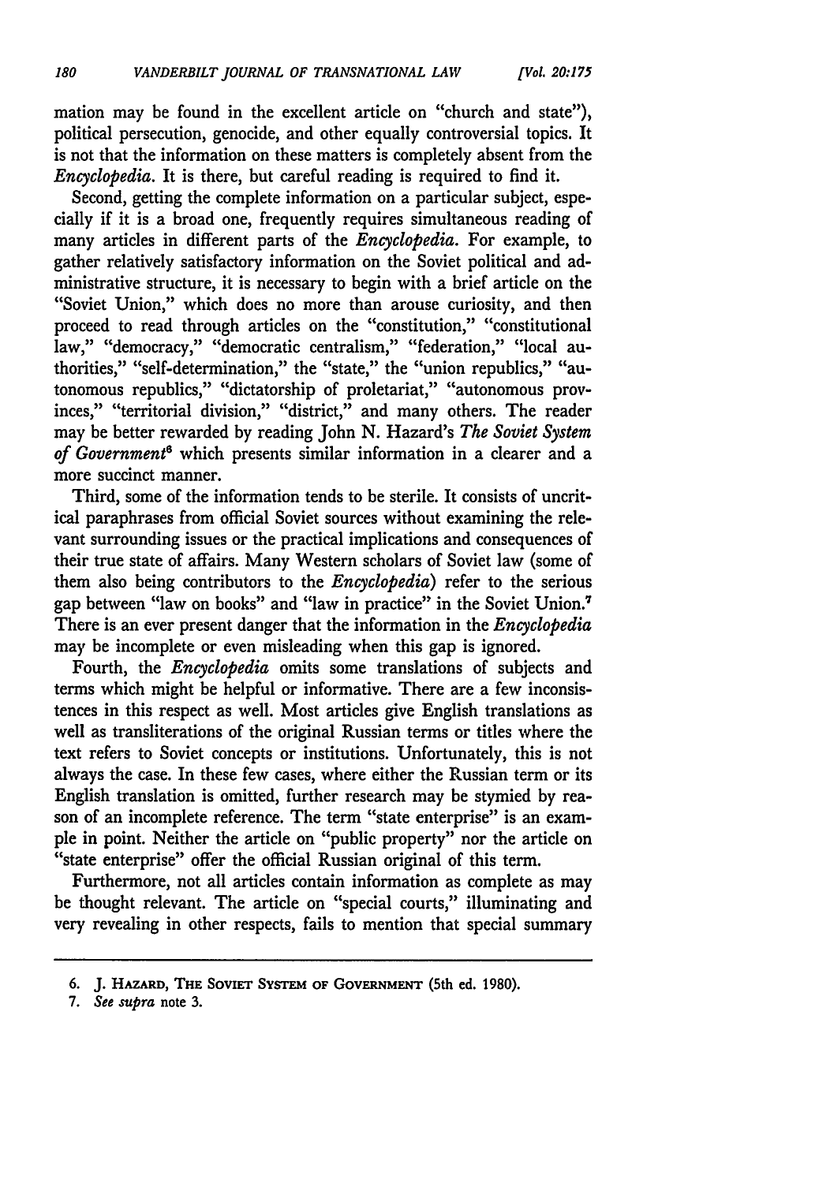mation may be found in the excellent article on "church and state"), political persecution, genocide, and other equally controversial topics. It is not that the information on these matters is completely absent from the *Encyclopedia*. It is there, but careful reading is required to find it.

Second, getting the complete information on a particular subject, especially if it is a broad one, frequently requires simultaneous reading of many articles in different parts of the *Encyclopedia*. For example, to gather relatively satisfactory information on the Soviet political and administrative structure, it is necessary to begin with a brief article on the "Soviet Union," which does no more than arouse curiosity, and then proceed to read through articles on the "constitution," "constitutional law," "democracy," "democratic centralism," "federation," "local authorities," "self-determination," the "state," the "union republics," "autonomous republics," "dictatorship of proletariat," "autonomous provinces," "territorial division," "district," and many others. The reader may be better rewarded by reading John N. Hazard's *The Soviet System of Government*[6] which presents similar information in a clearer and a more succinct manner.

Third, some of the information tends to be sterile. It consists of uncritical paraphrases from official Soviet sources without examining the relevant surrounding issues or the practical implications and consequences of their true state of affairs. Many Western scholars of Soviet law (some of them also being contributors to the *Encyclopedia*) refer to the serious gap between "law on books" and "law in practice" in the Soviet Union.[7] There is an ever present danger that the information in the *Encyclopedia* may be incomplete or even misleading when this gap is ignored.

Fourth, the *Encyclopedia* omits some translations of subjects and terms which might be helpful or informative. There are a few inconsistences in this respect as well. Most articles give English translations as well as transliterations of the original Russian terms or titles where the text refers to Soviet concepts or institutions. Unfortunately, this is not always the case. In these few cases, where either the Russian term or its English translation is omitted, further research may be stymied by reason of an incomplete reference. The term "state enterprise" is an example in point. Neither the article on "public property" nor the article on "state enterprise" offer the official Russian original of this term.

Furthermore, not all articles contain information as complete as may be thought relevant. The article on "special courts," illuminating and very revealing in other respects, fails to mention that special summary

---

6. J. Hazard, The Soviet System of Government (5th ed. 1980).

7. *See supra* note 3.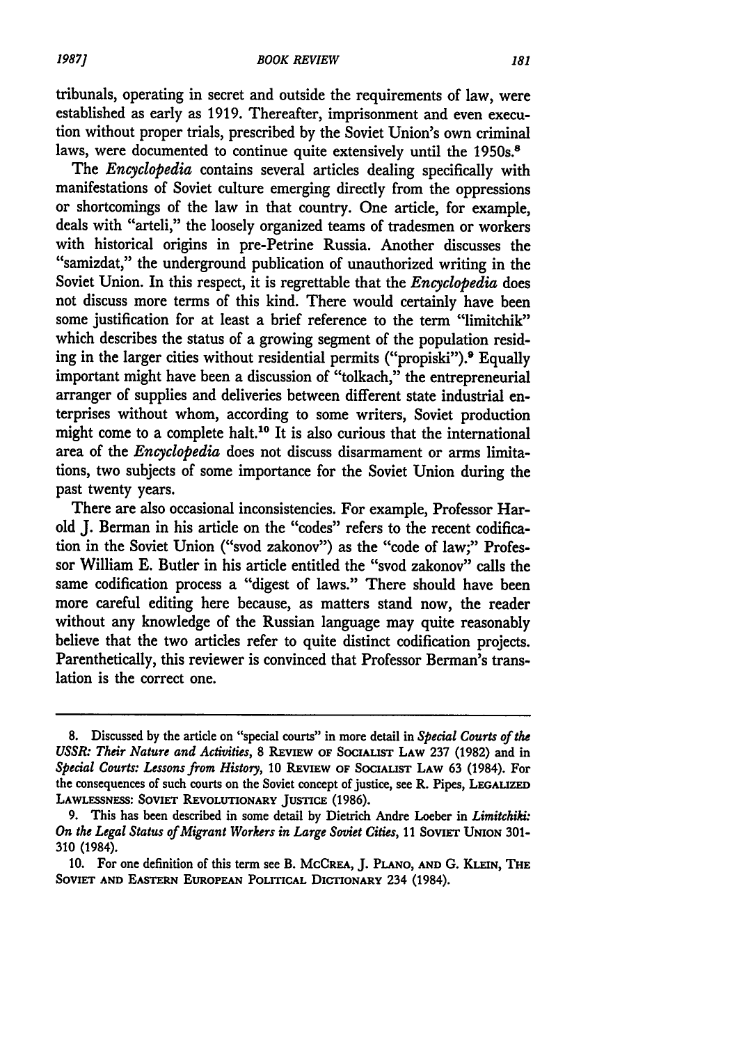tribunals, operating in secret and outside the requirements of law, were established as early as 1919. Thereafter, imprisonment and even execution without proper trials, prescribed by the Soviet Union's own criminal laws, were documented to continue quite extensively until the 1950s.[8]

The *Encyclopedia* contains several articles dealing specifically with manifestations of Soviet culture emerging directly from the oppressions or shortcomings of the law in that country. One article, for example, deals with "arteli," the loosely organized teams of tradesmen or workers with historical origins in pre-Petrine Russia. Another discusses the "samizdat," the underground publication of unauthorized writing in the Soviet Union. In this respect, it is regrettable that the *Encyclopedia* does not discuss more terms of this kind. There would certainly have been some justification for at least a brief reference to the term "limitchik" which describes the status of a growing segment of the population residing in the larger cities without residential permits ("propiski").[9] Equally important might have been a discussion of "tolkach," the entrepreneurial arranger of supplies and deliveries between different state industrial enterprises without whom, according to some writers, Soviet production might come to a complete halt.[10] It is also curious that the international area of the *Encyclopedia* does not discuss disarmament or arms limitations, two subjects of some importance for the Soviet Union during the past twenty years.

There are also occasional inconsistencies. For example, Professor Harold J. Berman in his article on the "codes" refers to the recent codification in the Soviet Union ("svod zakonov") as the "code of law;" Professor William E. Butler in his article entitled the "svod zakonov" calls the same codification process a "digest of laws." There should have been more careful editing here because, as matters stand now, the reader without any knowledge of the Russian language may quite reasonably believe that the two articles refer to quite distinct codification projects. Parenthetically, this reviewer is convinced that Professor Berman's translation is the correct one.

---

8. Discussed by the article on "special courts" in more detail in *Special Courts of the USSR: Their Nature and Activities*, 8 REVIEW OF SOCIALIST LAW 237 (1982) and in *Special Courts: Lessons from History*, 10 REVIEW OF SOCIALIST LAW 63 (1984). For the consequences of such courts on the Soviet concept of justice, see R. Pipes, LEGALIZED LAWLESSNESS: SOVIET REVOLUTIONARY JUSTICE (1986).

9. This has been described in some detail by Dietrich Andre Loeber in *Limitchiki: On the Legal Status of Migrant Workers in Large Soviet Cities*, 11 SOVIET UNION 301-310 (1984).

10. For one definition of this term see B. MCCREA, J. PLANO, AND G. KLEIN, THE SOVIET AND EASTERN EUROPEAN POLITICAL DICTIONARY 234 (1984).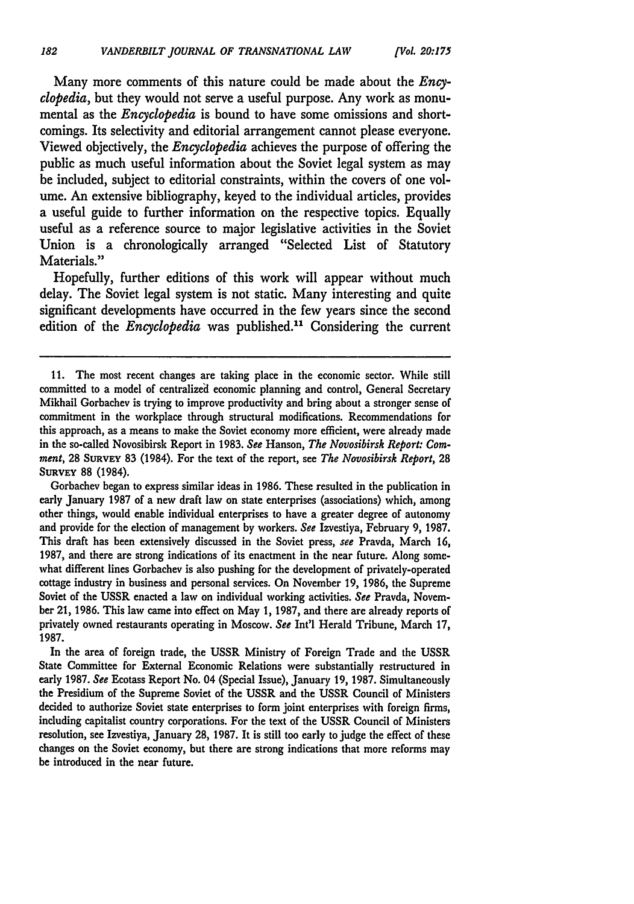Many more comments of this nature could be made about the *Encyclopedia*, but they would not serve a useful purpose. Any work as monumental as the *Encyclopedia* is bound to have some omissions and shortcomings. Its selectivity and editorial arrangement cannot please everyone. Viewed objectively, the *Encyclopedia* achieves the purpose of offering the public as much useful information about the Soviet legal system as may be included, subject to editorial constraints, within the covers of one volume. An extensive bibliography, keyed to the individual articles, provides a useful guide to further information on the respective topics. Equally useful as a reference source to major legislative activities in the Soviet Union is a chronologically arranged "Selected List of Statutory Materials."

Hopefully, further editions of this work will appear without much delay. The Soviet legal system is not static. Many interesting and quite significant developments have occurred in the few years since the second edition of the *Encyclopedia* was published.[11] Considering the current

---

11. The most recent changes are taking place in the economic sector. While still committed to a model of centralized economic planning and control, General Secretary Mikhail Gorbachev is trying to improve productivity and bring about a stronger sense of commitment in the workplace through structural modifications. Recommendations for this approach, as a means to make the Soviet economy more efficient, were already made in the so-called Novosibirsk Report in 1983. *See* Hanson, *The Novosibirsk Report: Comment*, 28 SURVEY 83 (1984). For the text of the report, see *The Novosibirsk Report*, 28 SURVEY 88 (1984).

Gorbachev began to express similar ideas in 1986. These resulted in the publication in early January 1987 of a new draft law on state enterprises (associations) which, among other things, would enable individual enterprises to have a greater degree of autonomy and provide for the election of management by workers. *See* Izvestiya, February 9, 1987. This draft has been extensively discussed in the Soviet press, *see* Pravda, March 16, 1987, and there are strong indications of its enactment in the near future. Along somewhat different lines Gorbachev is also pushing for the development of privately-operated cottage industry in business and personal services. On November 19, 1986, the Supreme Soviet of the USSR enacted a law on individual working activities. *See* Pravda, November 21, 1986. This law came into effect on May 1, 1987, and there are already reports of privately owned restaurants operating in Moscow. *See* Int'l Herald Tribune, March 17, 1987.

In the area of foreign trade, the USSR Ministry of Foreign Trade and the USSR State Committee for External Economic Relations were substantially restructured in early 1987. *See* Ecotass Report No. 04 (Special Issue), January 19, 1987. Simultaneously the Presidium of the Supreme Soviet of the USSR and the USSR Council of Ministers decided to authorize Soviet state enterprises to form joint enterprises with foreign firms, including capitalist country corporations. For the text of the USSR Council of Ministers resolution, see Izvestiya, January 28, 1987. It is still too early to judge the effect of these changes on the Soviet economy, but there are strong indications that more reforms may be introduced in the near future.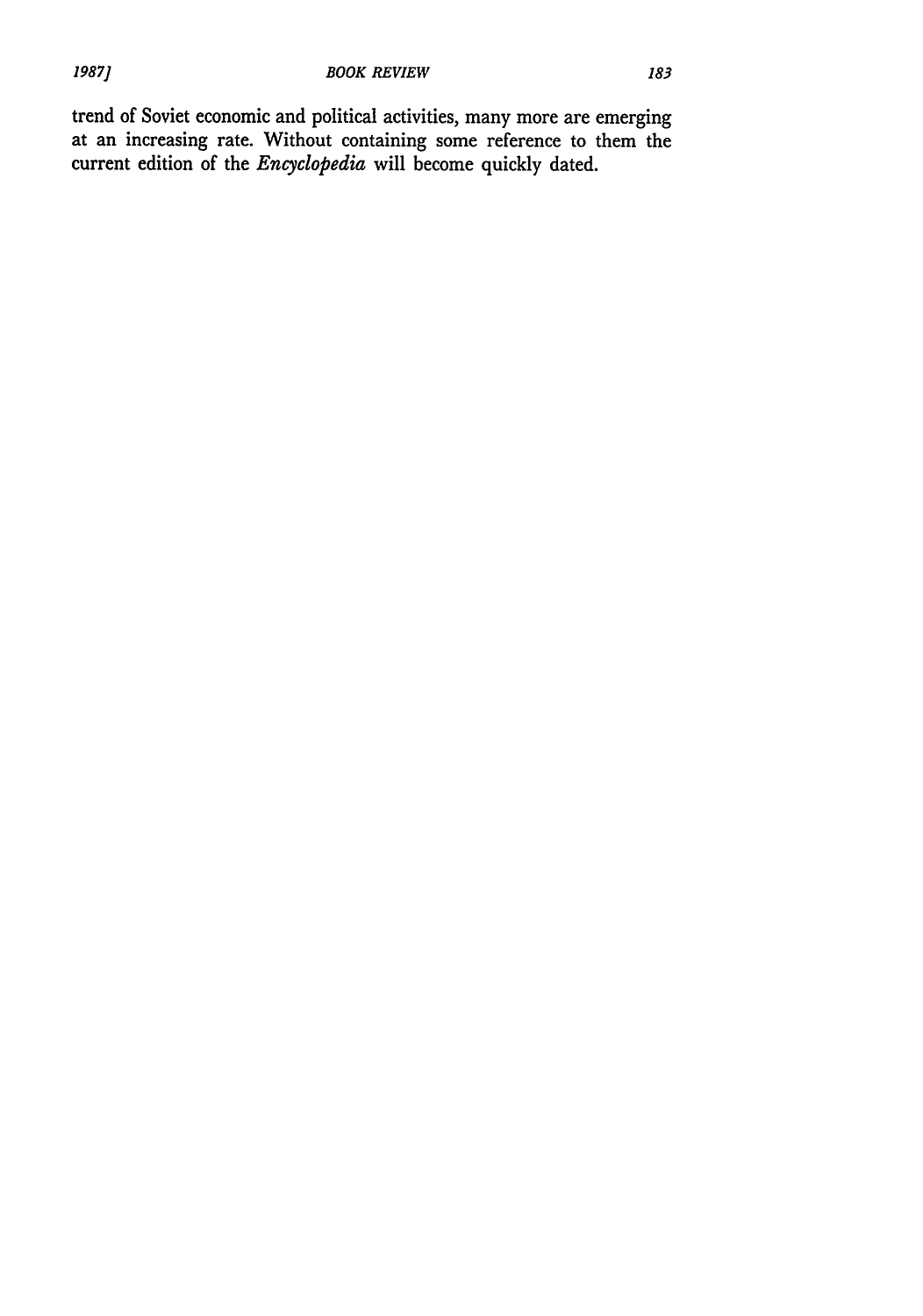trend of Soviet economic and political activities, many more are emerging at an increasing rate. Without containing some reference to them the current edition of the *Encyclopedia* will become quickly dated.